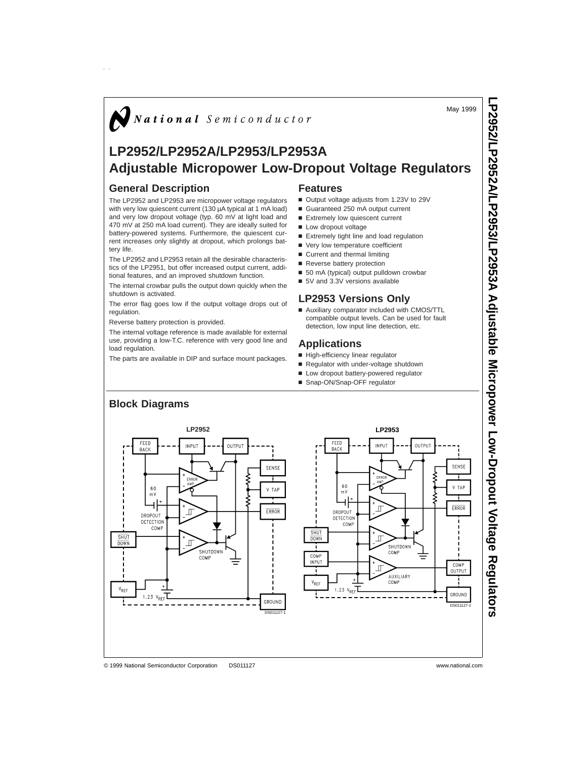May 1999

# LP2952/LP2952A/LP2953/LP2953A Adjustable Micropower Low-Dropout Voltage Regulators

## General Description

The LP2952 and LP2953 are micropower voltage regulators with very low quiescent current (130 µA typical at 1 mA load) and very low dropout voltage (typ. 60 mV at light load and 470 mV at 250 mA load current). They are ideally suited for battery-powered systems. Furthermore, the quiescent current increases only slightly at dropout, which prolongs battery life.

The LP2952 and LP2953 retain all the desirable characteristics of the LP2951, but offer increased output current, additional features, and an improved shutdown function.

The internal crowbar pulls the output down quickly when the shutdown is activated.

The error flag goes low if the output voltage drops out of regulation.

Reverse battery protection is provided.

The internal voltage reference is made available for external use, providing a low-T.C. reference with very good line and load regulation.

The parts are available in DIP and surface mount packages.

## Features

- Output voltage adjusts from 1.23V to 29V
- Guaranteed 250 mA output current
- Extremely low quiescent current
- Low dropout voltage
- Extremely tight line and load regulation
- Very low temperature coefficient
- Current and thermal limiting
- Reverse battery protection
- 50 mA (typical) output pulldown crowbar
- 5V and 3.3V versions available

## LP2953 Versions Only

- Auxiliary comparator included with CMOS/TTL compatible output levels. Can be used for fault detection, low input line detection, etc.

## Applications

- High-efficiency linear regulator
- Regulator with under-voltage shutdown
- Low dropout battery-powered regulator
- Snap-ON/Snap-OFF regulator

## Block Diagrams

LP2952

DS011127-1

LP2953

DS011127-2

© 1999 National Semiconductor Corporation DS011127 www.national.com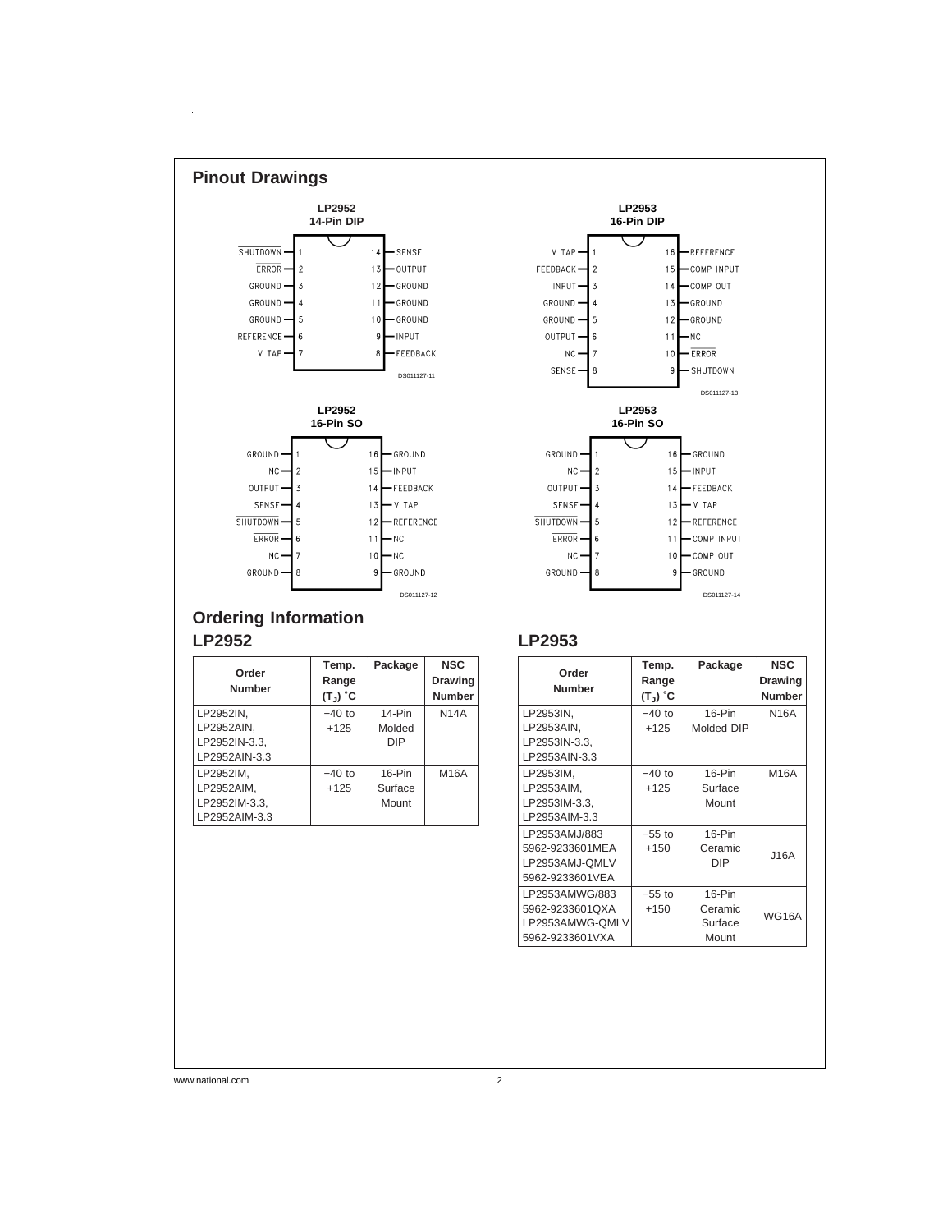## Pinout Drawings

**LP2952**
**14-Pin DIP**

| Pin | Name | Pin | Name |
|---|---|---|---|
| 1 | SHUTDOWN (active low) | 14 | SENSE |
| 2 | ERROR (active low) | 13 | OUTPUT |
| 3 | GROUND | 12 | GROUND |
| 4 | GROUND | 11 | GROUND |
| 5 | GROUND | 10 | GROUND |
| 6 | REFERENCE | 9 | INPUT |
| 7 | V TAP | 8 | FEEDBACK |

DS011127-11

**LP2953**
**16-Pin DIP**

| Pin | Name | Pin | Name |
|---|---|---|---|
| 1 | V TAP | 16 | REFERENCE |
| 2 | FEEDBACK | 15 | COMP INPUT |
| 3 | INPUT | 14 | COMP OUT |
| 4 | GROUND | 13 | GROUND |
| 5 | GROUND | 12 | GROUND |
| 6 | OUTPUT | 11 | NC |
| 7 | NC | 10 | ERROR (active low) |
| 8 | SENSE | 9 | SHUTDOWN (active low) |

DS011127-13

**LP2952**
**16-Pin SO**

| Pin | Name | Pin | Name |
|---|---|---|---|
| 1 | GROUND | 16 | GROUND |
| 2 | NC | 15 | INPUT |
| 3 | OUTPUT | 14 | FEEDBACK |
| 4 | SENSE | 13 | V TAP |
| 5 | SHUTDOWN (active low) | 12 | REFERENCE |
| 6 | ERROR (active low) | 11 | NC |
| 7 | NC | 10 | NC |
| 8 | GROUND | 9 | GROUND |

DS011127-12

**LP2953**
**16-Pin SO**

| Pin | Name | Pin | Name |
|---|---|---|---|
| 1 | GROUND | 16 | GROUND |
| 2 | NC | 15 | INPUT |
| 3 | OUTPUT | 14 | FEEDBACK |
| 4 | SENSE | 13 | V TAP |
| 5 | SHUTDOWN (active low) | 12 | REFERENCE |
| 6 | ERROR (active low) | 11 | COMP INPUT |
| 7 | NC | 10 | COMP OUT |
| 8 | GROUND | 9 | GROUND |

DS011127-14

## Ordering Information

### LP2952

| Order Number | Temp. Range ($T_J$) °C | Package | NSC Drawing Number |
|---|---|---|---|
| LP2952IN, LP2952AIN, LP2952IN-3.3, LP2952AIN-3.3 | −40 to +125 | 14-Pin Molded DIP | N14A |
| LP2952IM, LP2952AIM, LP2952IM-3.3, LP2952AIM-3.3 | −40 to +125 | 16-Pin Surface Mount | M16A |

### LP2953

| Order Number | Temp. Range ($T_J$) °C | Package | NSC Drawing Number |
|---|---|---|---|
| LP2953IN, LP2953AIN, LP2953IN-3.3, LP2953AIN-3.3 | −40 to +125 | 16-Pin Molded DIP | N16A |
| LP2953IM, LP2953AIM, LP2953IM-3.3, LP2953AIM-3.3 | −40 to +125 | 16-Pin Surface Mount | M16A |
| LP2953AMJ/883 5962-9233601MEA LP2953AMJ-QMLV 5962-9233601VEA | −55 to +150 | 16-Pin Ceramic DIP | J16A |
| LP2953AMWG/883 5962-9233601QXA LP2953AMWG-QMLV 5962-9233601VXA | −55 to +150 | 16-Pin Ceramic Surface Mount | WG16A |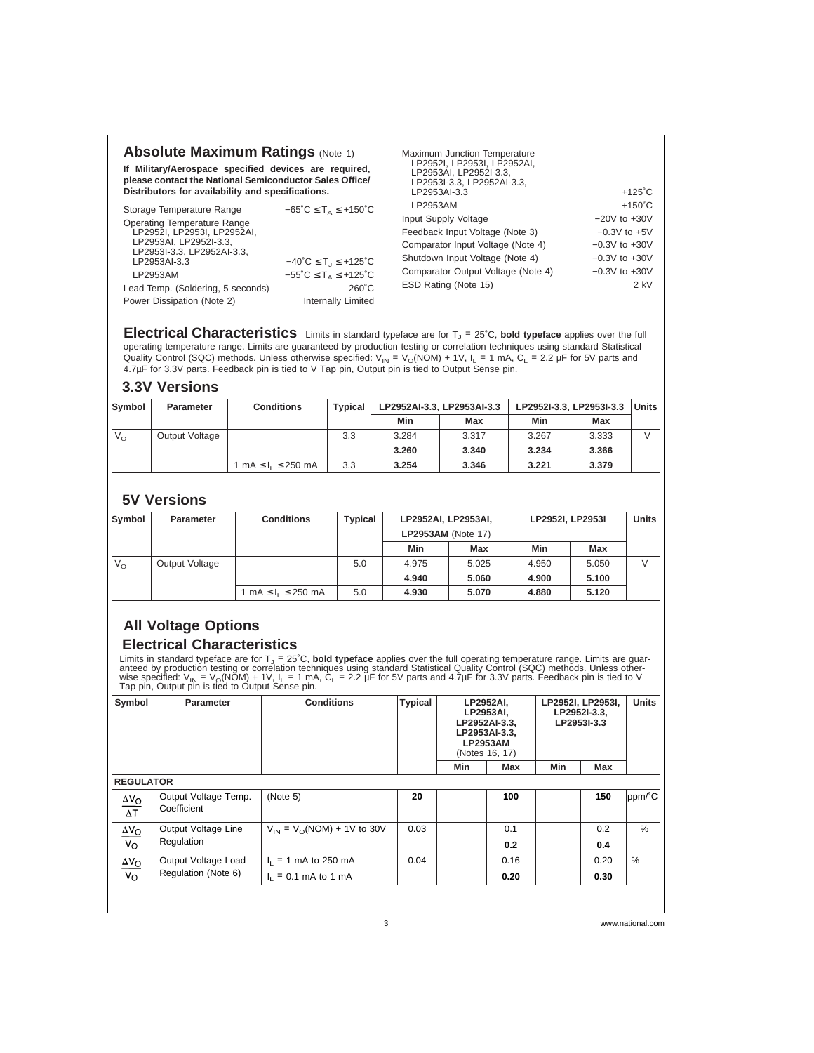## Absolute Maximum Ratings (Note 1)

**If Military/Aerospace specified devices are required, please contact the National Semiconductor Sales Office/ Distributors for availability and specifications.**

| | |
|---|---|
| Storage Temperature Range | $-65^\circ C \leq T_A \leq +150^\circ C$ |
| Operating Temperature Range LP2952I, LP2953I, LP2952AI, LP2953AI, LP2952I-3.3, LP2953I-3.3, LP2952AI-3.3, LP2953AI-3.3 | $-40^\circ C \leq T_J \leq +125^\circ C$ |
| LP2953AM | $-55^\circ C \leq T_A \leq +125^\circ C$ |
| Lead Temp. (Soldering, 5 seconds) | 260˚C |
| Power Dissipation (Note 2) | Internally Limited |
| Maximum Junction Temperature LP2952I, LP2953I, LP2952AI, LP2953AI, LP2952I-3.3, LP2953I-3.3, LP2952AI-3.3, LP2953AI-3.3 | +125˚C |
| LP2953AM | +150˚C |
| Input Supply Voltage | −20V to +30V |
| Feedback Input Voltage (Note 3) | −0.3V to +5V |
| Comparator Input Voltage (Note 4) | −0.3V to +30V |
| Shutdown Input Voltage (Note 4) | −0.3V to +30V |
| Comparator Output Voltage (Note 4) | −0.3V to +30V |
| ESD Rating (Note 15) | 2 kV |

## Electrical Characteristics

Limits in standard typeface are for $T_J = 25^\circ C$, **bold typeface** applies over the full operating temperature range. Limits are guaranteed by production testing or correlation techniques using standard Statistical Quality Control (SQC) methods. Unless otherwise specified: $V_{IN} = V_O(NOM) + 1V$, $I_L = 1$ mA, $C_L = 2.2$ µF for 5V parts and 4.7µF for 3.3V parts. Feedback pin is tied to V Tap pin, Output pin is tied to Output Sense pin.

### 3.3V Versions

| Symbol | Parameter | Conditions | Typical | LP2952AI-3.3, LP2953AI-3.3 | | LP2952I-3.3, LP2953I-3.3 | | Units |
|---|---|---|---|---|---|---|---|---|
| | | | | Min | Max | Min | Max | |
| $V_O$ | Output Voltage | | 3.3 | 3.284 | 3.317 | 3.267 | 3.333 | V |
| | | | | **3.260** | **3.340** | **3.234** | **3.366** | |
| | | $1 \text{ mA} \leq I_L \leq 250 \text{ mA}$ | 3.3 | **3.254** | **3.346** | **3.221** | **3.379** | |

### 5V Versions

| Symbol | Parameter | Conditions | Typical | LP2952AI, LP2953AI, **LP2953AM** (Note 17) | | LP2952I, LP2953I | | Units |
|---|---|---|---|---|---|---|---|---|
| | | | | Min | Max | Min | Max | |
| $V_O$ | Output Voltage | | 5.0 | 4.975 | 5.025 | 4.950 | 5.050 | V |
| | | | | **4.940** | **5.060** | **4.900** | **5.100** | |
| | | $1 \text{ mA} \leq I_L \leq 250 \text{ mA}$ | 5.0 | **4.930** | **5.070** | **4.880** | **5.120** | |

## All Voltage Options

## Electrical Characteristics

Limits in standard typeface are for $T_J = 25^\circ C$, **bold typeface** applies over the full operating temperature range. Limits are guaranteed by production testing or correlation techniques using standard Statistical Quality Control (SQC) methods. Unless otherwise specified: $V_{IN} = V_O(NOM) + 1V$, $I_L = 1$ mA, $C_L = 2.2$ µF for 5V parts and 4.7µF for 3.3V parts. Feedback pin is tied to V Tap pin, Output pin is tied to Output Sense pin.

| Symbol | Parameter | Conditions | Typical | LP2952AI, LP2953AI, LP2952AI-3.3, LP2953AI-3.3, LP2953AM (Notes 16, 17) | | LP2952I, LP2953I, LP2952I-3.3, LP2953I-3.3 | | Units |
|---|---|---|---|---|---|---|---|---|
| | | | | Min | Max | Min | Max | |
| **REGULATOR** | | | | | | | | |
| $\frac{\Delta V_O}{\Delta T}$ | Output Voltage Temp. Coefficient | (Note 5) | **20** | | **100** | | **150** | ppm/˚C |
| $\frac{\Delta V_O}{V_O}$ | Output Voltage Line Regulation | $V_{IN} = V_O(NOM) + 1V$ to 30V | 0.03 | | 0.1 | | 0.2 | % |
| | | | | | **0.2** | | **0.4** | |
| $\frac{\Delta V_O}{V_O}$ | Output Voltage Load Regulation (Note 6) | $I_L = 1$ mA to 250 mA | 0.04 | | 0.16 | | 0.20 | % |
| | | $I_L = 0.1$ mA to 1 mA | | | **0.20** | | **0.30** | |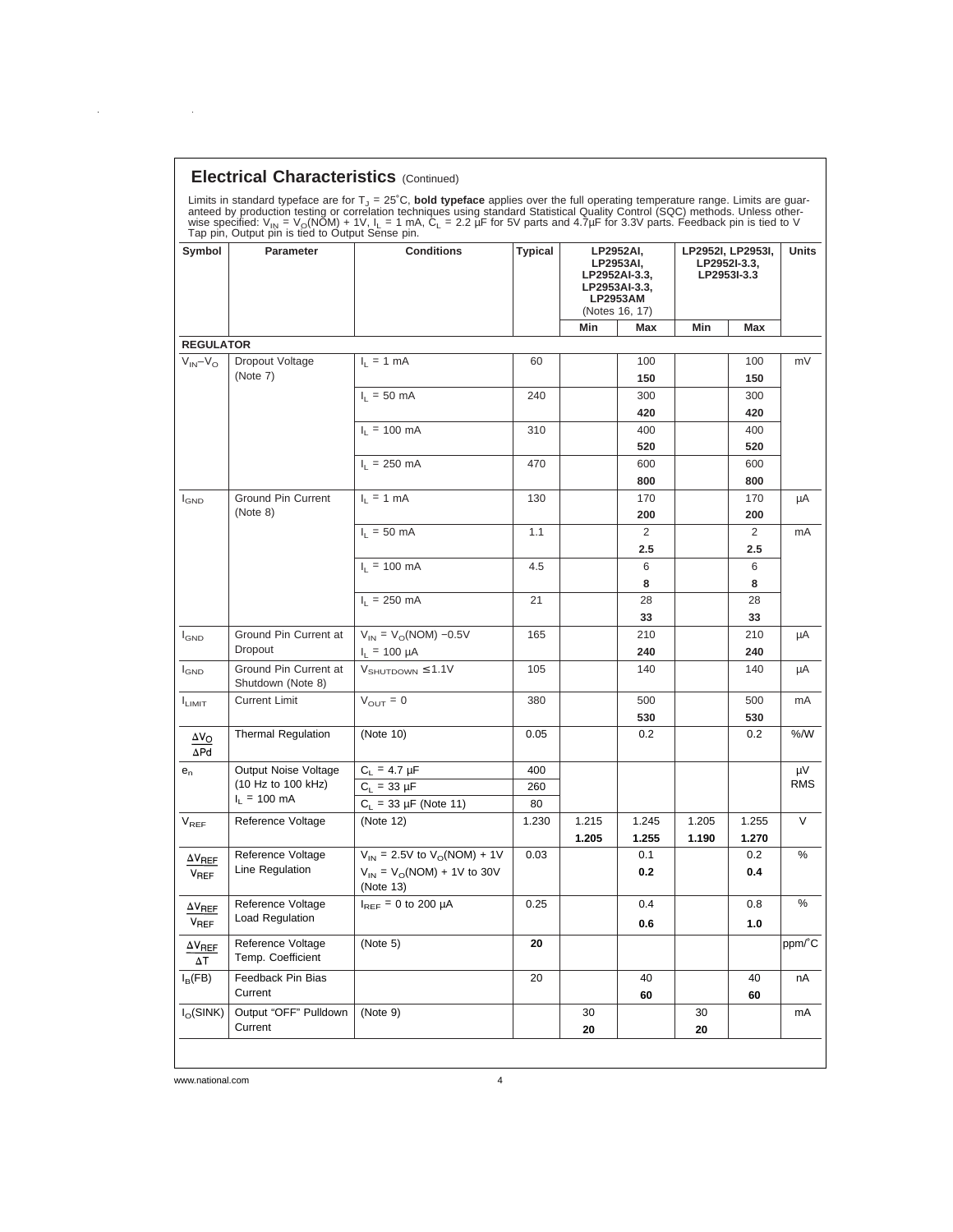## Electrical Characteristics (Continued)

Limits in standard typeface are for $T_J$ = 25˚C, **bold typeface** applies over the full operating temperature range. Limits are guaranteed by production testing or correlation techniques using standard Statistical Quality Control (SQC) methods. Unless otherwise specified: $V_{IN}$ = $V_O$(NOM) + 1V, $I_L$ = 1 mA, $C_L$ = 2.2 µF for 5V parts and 4.7µF for 3.3V parts. Feedback pin is tied to V Tap pin, Output pin is tied to Output Sense pin.

| Symbol | Parameter | Conditions | Typical | LP2952AI, LP2953AI, LP2952AI-3.3, LP2953AI-3.3, LP2953AM (Notes 16, 17) | | LP2952I, LP2953I, LP2952I-3.3, LP2953I-3.3 | | Units |
|---|---|---|---|---|---|---|---|---|
| | | | | Min | Max | Min | Max | |
| **REGULATOR** | | | | | | | | |
| $V_{IN}$–$V_O$ | Dropout Voltage (Note 7) | $I_L$ = 1 mA | 60 | | 100 | | 100 | mV |
| | | | | | **150** | | **150** | |
| | | $I_L$ = 50 mA | 240 | | 300 | | 300 | |
| | | | | | **420** | | **420** | |
| | | $I_L$ = 100 mA | 310 | | 400 | | 400 | |
| | | | | | **520** | | **520** | |
| | | $I_L$ = 250 mA | 470 | | 600 | | 600 | |
| | | | | | **800** | | **800** | |
| $I_{GND}$ | Ground Pin Current (Note 8) | $I_L$ = 1 mA | 130 | | 170 | | 170 | µA |
| | | | | | **200** | | **200** | |
| | | $I_L$ = 50 mA | 1.1 | | 2 | | 2 | mA |
| | | | | | **2.5** | | **2.5** | |
| | | $I_L$ = 100 mA | 4.5 | | 6 | | 6 | |
| | | | | | **8** | | **8** | |
| | | $I_L$ = 250 mA | 21 | | 28 | | 28 | |
| | | | | | **33** | | **33** | |
| $I_{GND}$ | Ground Pin Current at Dropout | $V_{IN}$ = $V_O$(NOM) −0.5V, $I_L$ = 100 µA | 165 | | 210 | | 210 | µA |
| | | | | | **240** | | **240** | |
| $I_{GND}$ | Ground Pin Current at Shutdown (Note 8) | $V_{SHUTDOWN}$ ≤ 1.1V | 105 | | 140 | | 140 | µA |
| $I_{LIMIT}$ | Current Limit | $V_{OUT}$ = 0 | 380 | | 500 | | 500 | mA |
| | | | | | **530** | | **530** | |
| $\frac{\Delta V_O}{\Delta Pd}$ | Thermal Regulation | (Note 10) | 0.05 | | 0.2 | | 0.2 | %/W |
| $e_n$ | Output Noise Voltage (10 Hz to 100 kHz) $I_L$ = 100 mA | $C_L$ = 4.7 µF | 400 | | | | | µV RMS |
| | | $C_L$ = 33 µF | 260 | | | | | |
| | | $C_L$ = 33 µF (Note 11) | 80 | | | | | |
| $V_{REF}$ | Reference Voltage | (Note 12) | 1.230 | 1.215 | 1.245 | 1.205 | 1.255 | V |
| | | | | **1.205** | **1.255** | **1.190** | **1.270** | |
| $\frac{\Delta V_{REF}}{V_{REF}}$ | Reference Voltage Line Regulation | $V_{IN}$ = 2.5V to $V_O$(NOM) + 1V | 0.03 | | 0.1 | | 0.2 | % |
| | | $V_{IN}$ = $V_O$(NOM) + 1V to 30V (Note 13) | | | **0.2** | | **0.4** | |
| $\frac{\Delta V_{REF}}{V_{REF}}$ | Reference Voltage Load Regulation | $I_{REF}$ = 0 to 200 µA | 0.25 | | 0.4 | | 0.8 | % |
| | | | | | **0.6** | | **1.0** | |
| $\frac{\Delta V_{REF}}{\Delta T}$ | Reference Voltage Temp. Coefficient | (Note 5) | **20** | | | | | ppm/˚C |
| $I_B$(FB) | Feedback Pin Bias Current | | 20 | | 40 | | 40 | nA |
| | | | | | **60** | | **60** | |
| $I_O$(SINK) | Output "OFF" Pulldown Current | (Note 9) | | 30 | | 30 | | mA |
| | | | | **20** | | **20** | | |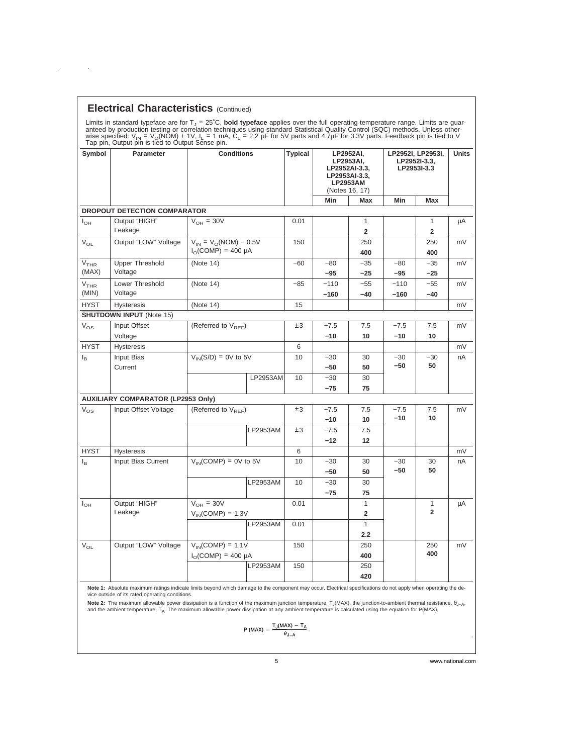## Electrical Characteristics (Continued)

Limits in standard typeface are for $T_J$ = 25˚C, **bold typeface** applies over the full operating temperature range. Limits are guaranteed by production testing or correlation techniques using standard Statistical Quality Control (SQC) methods. Unless otherwise specified: $V_{IN}$ = $V_O$(NOM) + 1V, $I_L$ = 1 mA, $C_L$ = 2.2 µF for 5V parts and 4.7µF for 3.3V parts. Feedback pin is tied to V Tap pin, Output pin is tied to Output Sense pin.

| Symbol | Parameter | Conditions | | Typical | LP2952AI, LP2953AI, LP2952AI-3.3, LP2953AI-3.3, LP2953AM (Notes 16, 17) | | LP2952I, LP2953I, LP2952I-3.3, LP2953I-3.3 | | Units |
|---|---|---|---|---|---|---|---|---|---|
| | | | | | Min | Max | Min | Max | |
| **DROPOUT DETECTION COMPARATOR** | | | | | | | | | |
| $I_{OH}$ | Output "HIGH" Leakage | $V_{OH}$ = 30V | | 0.01 | | 1 **2** | | 1 **2** | µA |
| $V_{OL}$ | Output "LOW" Voltage | $V_{IN}$ = $V_O$(NOM) − 0.5V $I_O$(COMP) = 400 µA | | 150 | | 250 **400** | | 250 **400** | mV |
| $V_{THR}$ (MAX) | Upper Threshold Voltage | (Note 14) | | −60 | −80 **−95** | −35 **−25** | −80 **−95** | −35 **−25** | mV |
| $V_{THR}$ (MIN) | Lower Threshold Voltage | (Note 14) | | −85 | −110 **−160** | −55 **−40** | −110 **−160** | −55 **−40** | mV |
| HYST | Hysteresis | (Note 14) | | 15 | | | | | mV |
| **SHUTDOWN INPUT** (Note 15) | | | | | | | | | |
| $V_{OS}$ | Input Offset Voltage | (Referred to $V_{REF}$) | | ±3 | −7.5 **−10** | 7.5 **10** | −7.5 **−10** | 7.5 **10** | mV |
| HYST | Hysteresis | | | 6 | | | | | mV |
| $I_B$ | Input Bias Current | $V_{IN}$(S/D) = 0V to 5V | | 10 | −30 **−50** | 30 **50** | −30 **−50** | −30 **50** | nA |
| | | | LP2953AM | 10 | −30 **−75** | 30 **75** | | | |
| **AUXILIARY COMPARATOR (LP2953 Only)** | | | | | | | | | |
| $V_{OS}$ | Input Offset Voltage | (Referred to $V_{REF}$) | | ±3 | −7.5 **−10** | 7.5 **10** | −7.5 **−10** | 7.5 **10** | mV |
| | | | LP2953AM | ±3 | −7.5 **−12** | 7.5 **12** | | | |
| HYST | Hysteresis | | | 6 | | | | | mV |
| $I_B$ | Input Bias Current | $V_{IN}$(COMP) = 0V to 5V | | 10 | −30 **−50** | 30 **50** | −30 **−50** | 30 **50** | nA |
| | | | LP2953AM | 10 | −30 **−75** | 30 **75** | | | |
| $I_{OH}$ | Output "HIGH" Leakage | $V_{OH}$ = 30V $V_{IN}$(COMP) = 1.3V | | 0.01 | | 1 **2** | | 1 **2** | µA |
| | | | LP2953AM | 0.01 | | 1 **2.2** | | | |
| $V_{OL}$ | Output "LOW" Voltage | $V_{IN}$(COMP) = 1.1V $I_O$(COMP) = 400 µA | | 150 | | 250 **400** | | 250 **400** | mV |
| | | | LP2953AM | 150 | | 250 **420** | | | |

**Note 1:** Absolute maximum ratings indicate limits beyond which damage to the component may occur. Electrical specifications do not apply when operating the device outside of its rated operating conditions.

**Note 2:** The maximum allowable power dissipation is a function of the maximum junction temperature, $T_J$(MAX), the junction-to-ambient thermal resistance, $\theta_{J-A}$, and the ambient temperature, $T_A$. The maximum allowable power dissipation at any ambient temperature is calculated using the equation for P(MAX),

$$P\,(MAX) = \frac{T_J(MAX) - T_A}{\theta_{J-A}}.$$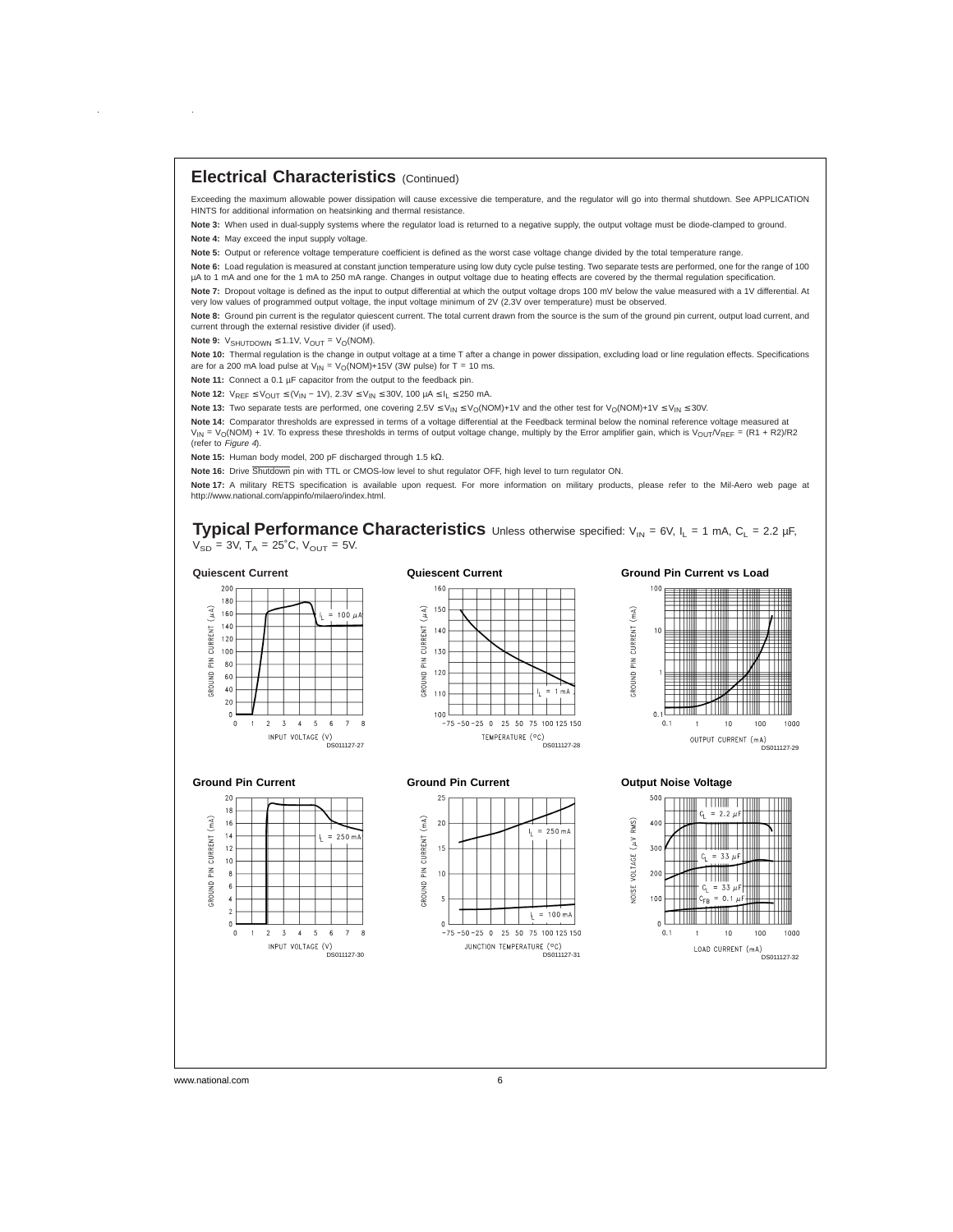## Electrical Characteristics (Continued)

Exceeding the maximum allowable power dissipation will cause excessive die temperature, and the regulator will go into thermal shutdown. See APPLICATION HINTS for additional information on heatsinking and thermal resistance.

**Note 3:** When used in dual-supply systems where the regulator load is returned to a negative supply, the output voltage must be diode-clamped to ground.

**Note 4:** May exceed the input supply voltage.

**Note 5:** Output or reference voltage temperature coefficient is defined as the worst case voltage change divided by the total temperature range.

**Note 6:** Load regulation is measured at constant junction temperature using low duty cycle pulse testing. Two separate tests are performed, one for the range of 100 µA to 1 mA and one for the 1 mA to 250 mA range. Changes in output voltage due to heating effects are covered by the thermal regulation specification.

**Note 7:** Dropout voltage is defined as the input to output differential at which the output voltage drops 100 mV below the value measured with a 1V differential. At very low values of programmed output voltage, the input voltage minimum of 2V (2.3V over temperature) must be observed.

**Note 8:** Ground pin current is the regulator quiescent current. The total current drawn from the source is the sum of the ground pin current, output load current, and current through the external resistive divider (if used).

**Note 9:** $V_{SHUTDOWN} \leq 1.1V$, $V_{OUT} = V_O(NOM)$.

**Note 10:** Thermal regulation is the change in output voltage at a time T after a change in power dissipation, excluding load or line regulation effects. Specifications are for a 200 mA load pulse at $V_{IN} = V_O(NOM)+15V$ (3W pulse) for T = 10 ms.

**Note 11:** Connect a 0.1 µF capacitor from the output to the feedback pin.

**Note 12:** $V_{REF} \leq V_{OUT} \leq (V_{IN} - 1V)$, $2.3V \leq V_{IN} \leq 30V$, $100\ \mu A \leq I_L \leq 250$ mA.

**Note 13:** Two separate tests are performed, one covering $2.5V \leq V_{IN} \leq V_O(NOM)+1V$ and the other test for $V_O(NOM)+1V \leq V_{IN} \leq 30V$.

**Note 14:** Comparator thresholds are expressed in terms of a voltage differential at the Feedback terminal below the nominal reference voltage measured at $V_{IN} = V_O(NOM) + 1V$. To express these thresholds in terms of output voltage change, multiply by the Error amplifier gain, which is $V_{OUT}/V_{REF} = (R1 + R2)/R2$ (refer to *Figure 4*).

**Note 15:** Human body model, 200 pF discharged through 1.5 kΩ.

**Note 16:** Drive $\overline{\text{Shutdown}}$ pin with TTL or CMOS-low level to shut regulator OFF, high level to turn regulator ON.

**Note 17:** A military RETS specification is available upon request. For more information on military products, please refer to the Mil-Aero web page at http://www.national.com/appinfo/milaero/index.html.

## Typical Performance Characteristics

Unless otherwise specified: $V_{IN}$ = 6V, $I_L$ = 1 mA, $C_L$ = 2.2 µF, $V_{SD}$ = 3V, $T_A$ = 25˚C, $V_{OUT}$ = 5V.

**Quiescent Current**

DS011127-27

**Quiescent Current**

DS011127-28

**Ground Pin Current vs Load**

DS011127-29

**Ground Pin Current**

DS011127-30

**Ground Pin Current**

DS011127-31

**Output Noise Voltage**

DS011127-32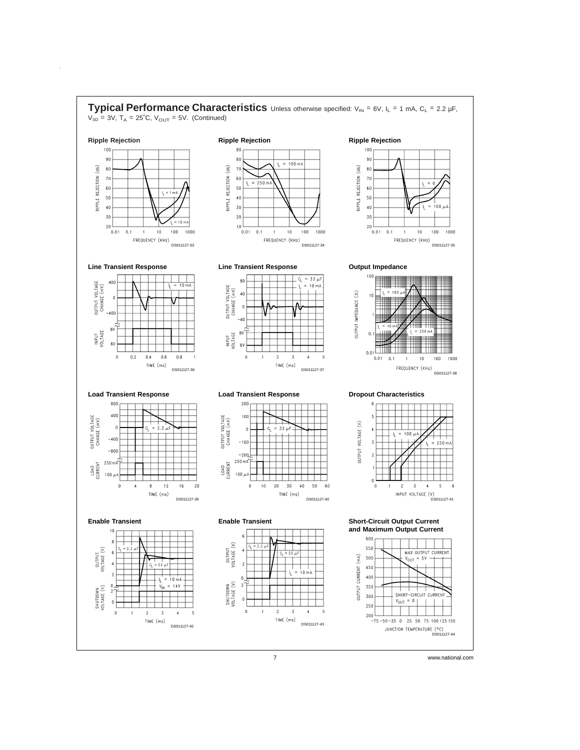## Typical Performance Characteristics

Unless otherwise specified: $V_{IN}$ = 6V, $I_L$ = 1 mA, $C_L$ = 2.2 µF, $V_{SD}$ = 3V, $T_A$ = 25˚C, $V_{OUT}$ = 5V. (Continued)

**Ripple Rejection**

DS011127-33

**Ripple Rejection**

DS011127-34

**Ripple Rejection**

DS011127-35

**Line Transient Response**

DS011127-36

**Line Transient Response**

DS011127-37

**Output Impedance**

DS011127-38

**Load Transient Response**

DS011127-39

**Load Transient Response**

DS011127-40

**Dropout Characteristics**

DS011127-41

**Enable Transient**

DS011127-42

**Enable Transient**

DS011127-43

**Short-Circuit Output Current and Maximum Output Current**

DS011127-44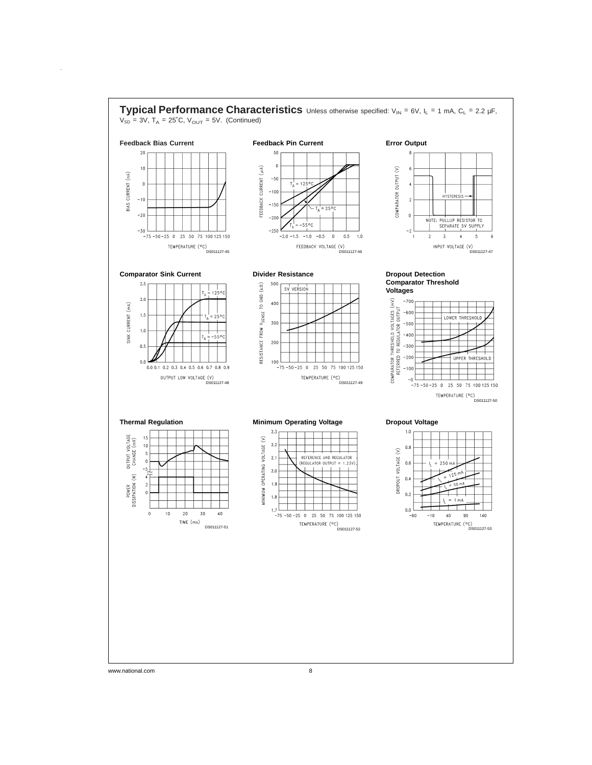## Typical Performance Characteristics

Unless otherwise specified: $V_{IN}$ = 6V, $I_L$ = 1 mA, $C_L$ = 2.2 µF, $V_{SD}$ = 3V, $T_A$ = 25˚C, $V_{OUT}$ = 5V. (Continued)

**Feedback Bias Current**

DS011127-45

**Feedback Pin Current**

DS011127-46

**Error Output**

DS011127-47

**Comparator Sink Current**

DS011127-48

**Divider Resistance**

DS011127-49

**Dropout Detection Comparator Threshold Voltages**

DS011127-50

**Thermal Regulation**

DS011127-51

**Minimum Operating Voltage**

DS011127-52

**Dropout Voltage**

DS011127-53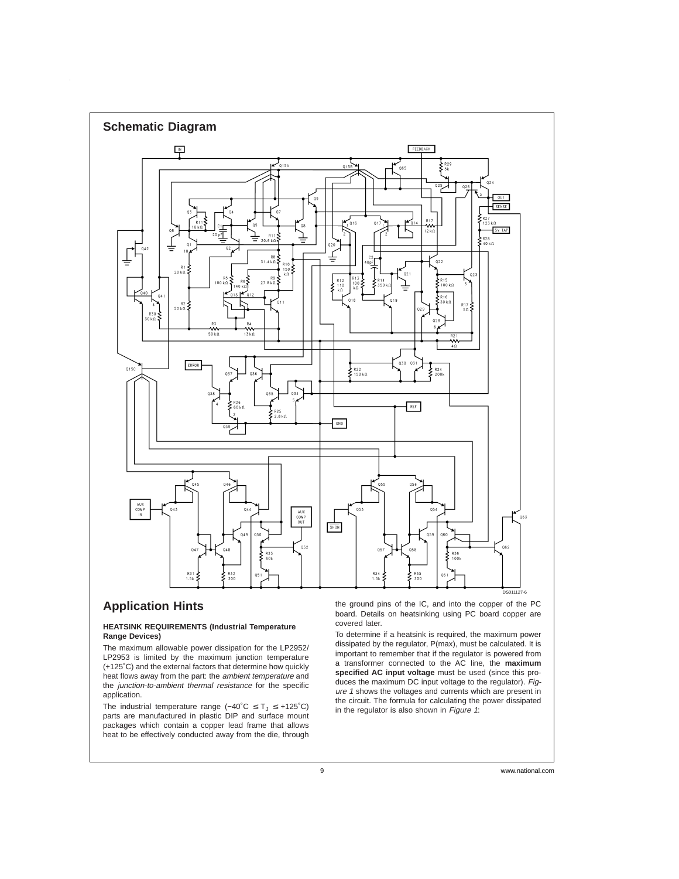## Schematic Diagram

DS011127-6

## Application Hints

### HEATSINK REQUIREMENTS (Industrial Temperature Range Devices)

The maximum allowable power dissipation for the LP2952/LP2953 is limited by the maximum junction temperature (+125˚C) and the external factors that determine how quickly heat flows away from the part: the *ambient temperature* and the *junction-to-ambient thermal resistance* for the specific application.

The industrial temperature range ($-40^{\circ}C \leq T_J \leq +125^{\circ}C$) parts are manufactured in plastic DIP and surface mount packages which contain a copper lead frame that allows heat to be effectively conducted away from the die, through the ground pins of the IC, and into the copper of the PC board. Details on heatsinking using PC board copper are covered later.

To determine if a heatsink is required, the maximum power dissipated by the regulator, P(max), must be calculated. It is important to remember that if the regulator is powered from a transformer connected to the AC line, the **maximum specified AC input voltage** must be used (since this produces the maximum DC input voltage to the regulator). *Figure 1* shows the voltages and currents which are present in the circuit. The formula for calculating the power dissipated in the regulator is also shown in *Figure 1*: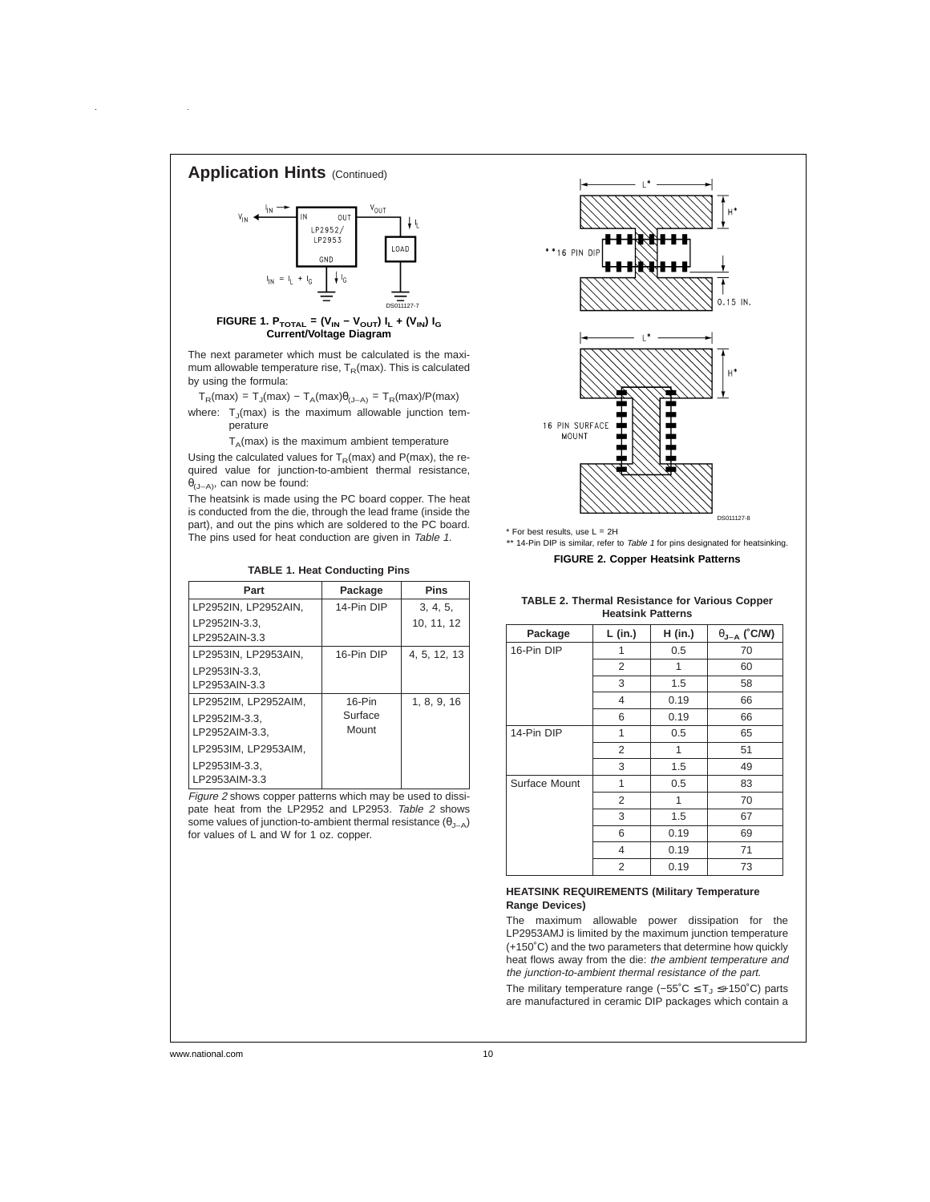## Application Hints (Continued)

**FIGURE 1. $P_{TOTAL} = (V_{IN} - V_{OUT}) I_L + (V_{IN}) I_G$ Current/Voltage Diagram**

The next parameter which must be calculated is the maximum allowable temperature rise, $T_R(max)$. This is calculated by using the formula:

$$T_R(max) = T_J(max) - T_A(max)\theta_{(J-A)} = T_R(max)/P(max)$$

where: $T_J(max)$ is the maximum allowable junction temperature

$T_A(max)$ is the maximum ambient temperature

Using the calculated values for $T_R(max)$ and P(max), the required value for junction-to-ambient thermal resistance, $\theta_{(J-A)}$, can now be found:

The heatsink is made using the PC board copper. The heat is conducted from the die, through the lead frame (inside the part), and out the pins which are soldered to the PC board. The pins used for heat conduction are given in *Table 1*.

**TABLE 1. Heat Conducting Pins**

| Part | Package | Pins |
|---|---|---|
| LP2952IN, LP2952AIN, LP2952IN-3.3, LP2952AIN-3.3 | 14-Pin DIP | 3, 4, 5, 10, 11, 12 |
| LP2953IN, LP2953AIN, LP2953IN-3.3, LP2953AIN-3.3 | 16-Pin DIP | 4, 5, 12, 13 |
| LP2952IM, LP2952AIM, LP2952IM-3.3, LP2952AIM-3.3, LP2953IM, LP2953AIM, LP2953IM-3.3, LP2953AIM-3.3 | 16-Pin Surface Mount | 1, 8, 9, 16 |

*Figure 2* shows copper patterns which may be used to dissipate heat from the LP2952 and LP2953. *Table 2* shows some values of junction-to-ambient thermal resistance ($\theta_{J-A}$) for values of L and W for 1 oz. copper.

\* For best results, use L = 2H

\*\* 14-Pin DIP is similar, refer to *Table 1* for pins designated for heatsinking.

**FIGURE 2. Copper Heatsink Patterns**

**TABLE 2. Thermal Resistance for Various Copper Heatsink Patterns**

| Package | L (in.) | H (in.) | $\theta_{J-A}$ (˚C/W) |
|---|---|---|---|
| 16-Pin DIP | 1 | 0.5 | 70 |
| | 2 | 1 | 60 |
| | 3 | 1.5 | 58 |
| | 4 | 0.19 | 66 |
| | 6 | 0.19 | 66 |
| 14-Pin DIP | 1 | 0.5 | 65 |
| | 2 | 1 | 51 |
| | 3 | 1.5 | 49 |
| Surface Mount | 1 | 0.5 | 83 |
| | 2 | 1 | 70 |
| | 3 | 1.5 | 67 |
| | 6 | 0.19 | 69 |
| | 4 | 0.19 | 71 |
| | 2 | 0.19 | 73 |

**HEATSINK REQUIREMENTS (Military Temperature Range Devices)**

The maximum allowable power dissipation for the LP2953AMJ is limited by the maximum junction temperature (+150˚C) and the two parameters that determine how quickly heat flows away from the die: *the ambient temperature and the junction-to-ambient thermal resistance of the part.*

The military temperature range ($-55˚C \leq T_J \leq +150˚C$) parts are manufactured in ceramic DIP packages which contain a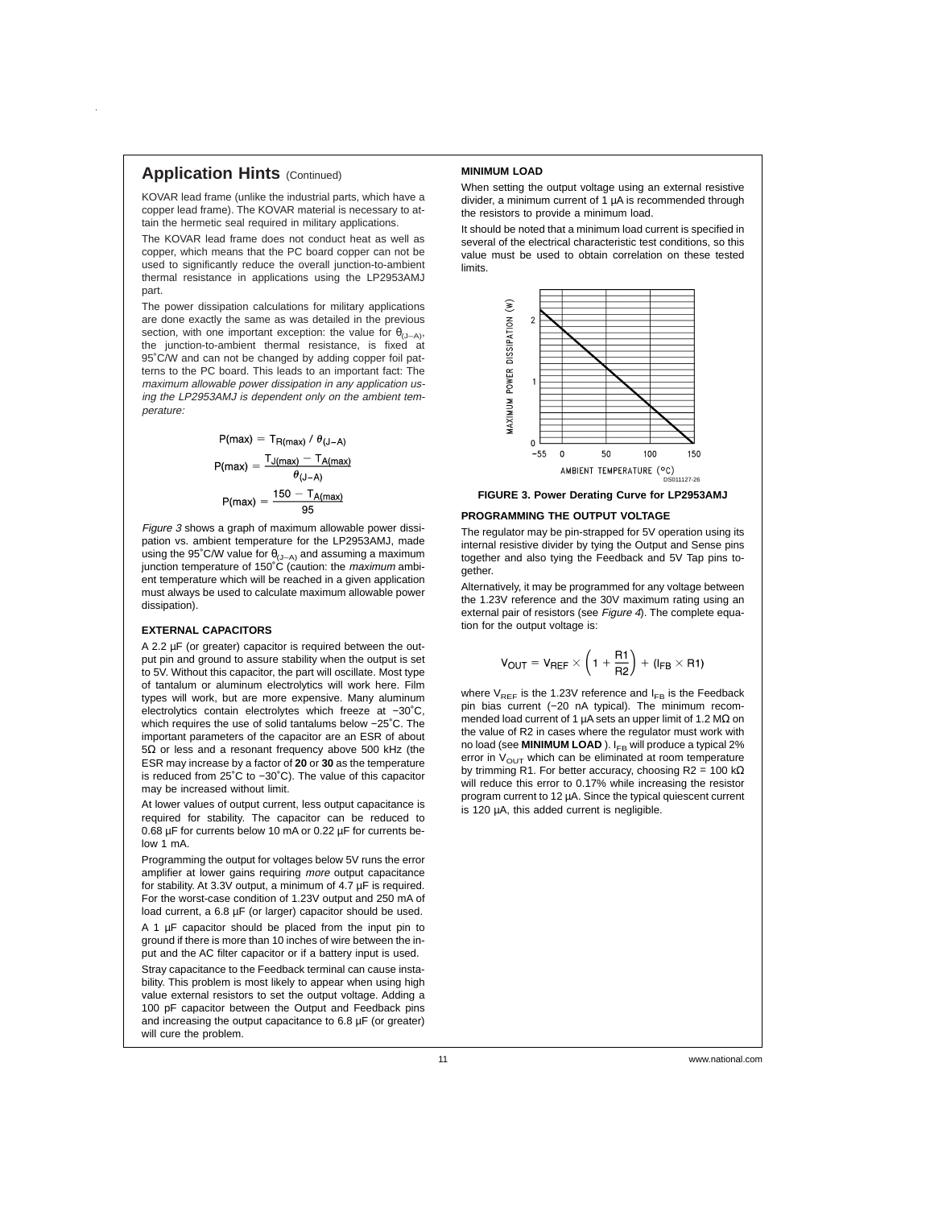## Application Hints (Continued)

KOVAR lead frame (unlike the industrial parts, which have a copper lead frame). The KOVAR material is necessary to attain the hermetic seal required in military applications.

The KOVAR lead frame does not conduct heat as well as copper, which means that the PC board copper can not be used to significantly reduce the overall junction-to-ambient thermal resistance in applications using the LP2953AMJ part.

The power dissipation calculations for military applications are done exactly the same as was detailed in the previous section, with one important exception: the value for $\theta_{(J-A)}$, the junction-to-ambient thermal resistance, is fixed at 95˚C/W and can not be changed by adding copper foil patterns to the PC board. This leads to an important fact: The *maximum allowable power dissipation in any application using the LP2953AMJ is dependent only on the ambient temperature:*

$$P(max) = T_{R(max)} / \theta_{(J-A)}$$

$$P(max) = \frac{T_{J(max)} - T_{A(max)}}{\theta_{(J-A)}}$$

$$P(max) = \frac{150 - T_{A(max)}}{95}$$

*Figure 3* shows a graph of maximum allowable power dissipation vs. ambient temperature for the LP2953AMJ, made using the 95˚C/W value for $\theta_{(J-A)}$ and assuming a maximum junction temperature of 150˚C (caution: the *maximum* ambient temperature which will be reached in a given application must always be used to calculate maximum allowable power dissipation).

### EXTERNAL CAPACITORS

A 2.2 µF (or greater) capacitor is required between the output pin and ground to assure stability when the output is set to 5V. Without this capacitor, the part will oscillate. Most type of tantalum or aluminum electrolytics will work here. Film types will work, but are more expensive. Many aluminum electrolytics contain electrolytes which freeze at −30˚C, which requires the use of solid tantalums below −25˚C. The important parameters of the capacitor are an ESR of about 5Ω or less and a resonant frequency above 500 kHz (the ESR may increase by a factor of **20** or **30** as the temperature is reduced from 25˚C to −30˚C). The value of this capacitor may be increased without limit.

At lower values of output current, less output capacitance is required for stability. The capacitor can be reduced to 0.68 µF for currents below 10 mA or 0.22 µF for currents below 1 mA.

Programming the output for voltages below 5V runs the error amplifier at lower gains requiring *more* output capacitance for stability. At 3.3V output, a minimum of 4.7 µF is required. For the worst-case condition of 1.23V output and 250 mA of load current, a 6.8 µF (or larger) capacitor should be used.

A 1 µF capacitor should be placed from the input pin to ground if there is more than 10 inches of wire between the input and the AC filter capacitor or if a battery input is used.

Stray capacitance to the Feedback terminal can cause instability. This problem is most likely to appear when using high value external resistors to set the output voltage. Adding a 100 pF capacitor between the Output and Feedback pins and increasing the output capacitance to 6.8 µF (or greater) will cure the problem.

### MINIMUM LOAD

When setting the output voltage using an external resistive divider, a minimum current of 1 µA is recommended through the resistors to provide a minimum load.

It should be noted that a minimum load current is specified in several of the electrical characteristic test conditions, so this value must be used to obtain correlation on these tested limits.

**FIGURE 3. Power Derating Curve for LP2953AMJ**

### PROGRAMMING THE OUTPUT VOLTAGE

The regulator may be pin-strapped for 5V operation using its internal resistive divider by tying the Output and Sense pins together and also tying the Feedback and 5V Tap pins together.

Alternatively, it may be programmed for any voltage between the 1.23V reference and the 30V maximum rating using an external pair of resistors (see *Figure 4*). The complete equation for the output voltage is:

$$V_{OUT} = V_{REF} \times \left(1 + \frac{R1}{R2}\right) + (I_{FB} \times R1)$$

where $V_{REF}$ is the 1.23V reference and $I_{FB}$ is the Feedback pin bias current (−20 nA typical). The minimum recommended load current of 1 µA sets an upper limit of 1.2 MΩ on the value of R2 in cases where the regulator must work with no load (see **MINIMUM LOAD** ). $I_{FB}$ will produce a typical 2% error in $V_{OUT}$ which can be eliminated at room temperature by trimming R1. For better accuracy, choosing R2 = 100 kΩ will reduce this error to 0.17% while increasing the resistor program current to 12 µA. Since the typical quiescent current is 120 µA, this added current is negligible.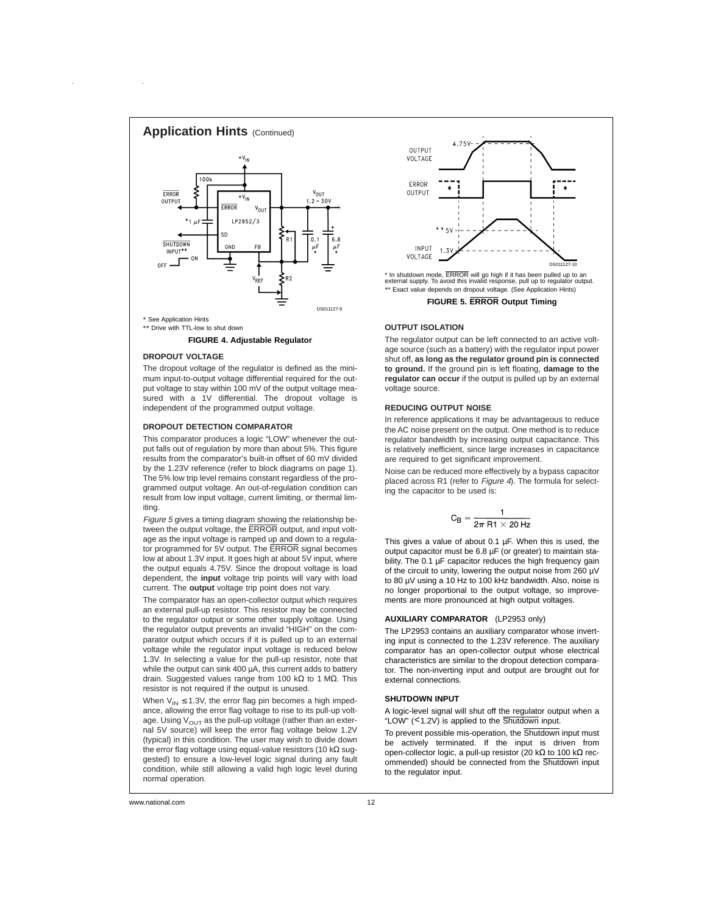## Application Hints (Continued)

\* See Application Hints

\*\* Drive with TTL-low to shut down

**FIGURE 4. Adjustable Regulator**

### DROPOUT VOLTAGE

The dropout voltage of the regulator is defined as the minimum input-to-output voltage differential required for the output voltage to stay within 100 mV of the output voltage measured with a 1V differential. The dropout voltage is independent of the programmed output voltage.

### DROPOUT DETECTION COMPARATOR

This comparator produces a logic "LOW" whenever the output falls out of regulation by more than about 5%. This figure results from the comparator's built-in offset of 60 mV divided by the 1.23V reference (refer to block diagrams on page 1). The 5% low trip level remains constant regardless of the programmed output voltage. An out-of-regulation condition can result from low input voltage, current limiting, or thermal limiting.

*Figure 5* gives a timing diagram showing the relationship between the output voltage, the $\overline{\text{ERROR}}$ output, and input voltage as the input voltage is ramped up and down to a regulator programmed for 5V output. The $\overline{\text{ERROR}}$ signal becomes low at about 1.3V input. It goes high at about 5V input, where the output equals 4.75V. Since the dropout voltage is load dependent, the **input** voltage trip points will vary with load current. The **output** voltage trip point does not vary.

The comparator has an open-collector output which requires an external pull-up resistor. This resistor may be connected to the regulator output or some other supply voltage. Using the regulator output prevents an invalid "HIGH" on the comparator output which occurs if it is pulled up to an external voltage while the regulator input voltage is reduced below 1.3V. In selecting a value for the pull-up resistor, note that while the output can sink 400 µA, this current adds to battery drain. Suggested values range from 100 kΩ to 1 MΩ. This resistor is not required if the output is unused.

When $V_{IN} \leq 1.3V$, the error flag pin becomes a high impedance, allowing the error flag voltage to rise to its pull-up voltage. Using $V_{OUT}$ as the pull-up voltage (rather than an external 5V source) will keep the error flag voltage below 1.2V (typical) in this condition. The user may wish to divide down the error flag voltage using equal-value resistors (10 kΩ suggested) to ensure a low-level logic signal during any fault condition, while still allowing a valid high logic level during normal operation.

\* In shutdown mode, $\overline{\text{ERROR}}$ will go high if it has been pulled up to an external supply. To avoid this invalid response, pull up to regulator output.

\*\* Exact value depends on dropout voltage. (See Application Hints)

**FIGURE 5. $\overline{\text{ERROR}}$ Output Timing**

### OUTPUT ISOLATION

The regulator output can be left connected to an active voltage source (such as a battery) with the regulator input power shut off, **as long as the regulator ground pin is connected to ground.** If the ground pin is left floating, **damage to the regulator can occur** if the output is pulled up by an external voltage source.

### REDUCING OUTPUT NOISE

In reference applications it may be advantageous to reduce the AC noise present on the output. One method is to reduce regulator bandwidth by increasing output capacitance. This is relatively inefficient, since large increases in capacitance are required to get significant improvement.

Noise can be reduced more effectively by a bypass capacitor placed across R1 (refer to *Figure 4*). The formula for selecting the capacitor to be used is:

$$C_B = \frac{1}{2\pi \, R1 \times 20 \text{ Hz}}$$

This gives a value of about 0.1 µF. When this is used, the output capacitor must be 6.8 µF (or greater) to maintain stability. The 0.1 µF capacitor reduces the high frequency gain of the circuit to unity, lowering the output noise from 260 µV to 80 µV using a 10 Hz to 100 kHz bandwidth. Also, noise is no longer proportional to the output voltage, so improvements are more pronounced at high output voltages.

### AUXILIARY COMPARATOR (LP2953 only)

The LP2953 contains an auxiliary comparator whose inverting input is connected to the 1.23V reference. The auxiliary comparator has an open-collector output whose electrical characteristics are similar to the dropout detection comparator. The non-inverting input and output are brought out for external connections.

### SHUTDOWN INPUT

A logic-level signal will shut off the regulator output when a "LOW" (<1.2V) is applied to the $\overline{\text{Shutdown}}$ input.

To prevent possible mis-operation, the $\overline{\text{Shutdown}}$ input must be actively terminated. If the input is driven from open-collector logic, a pull-up resistor (20 kΩ to 100 kΩ recommended) should be connected from the $\overline{\text{Shutdown}}$ input to the regulator input.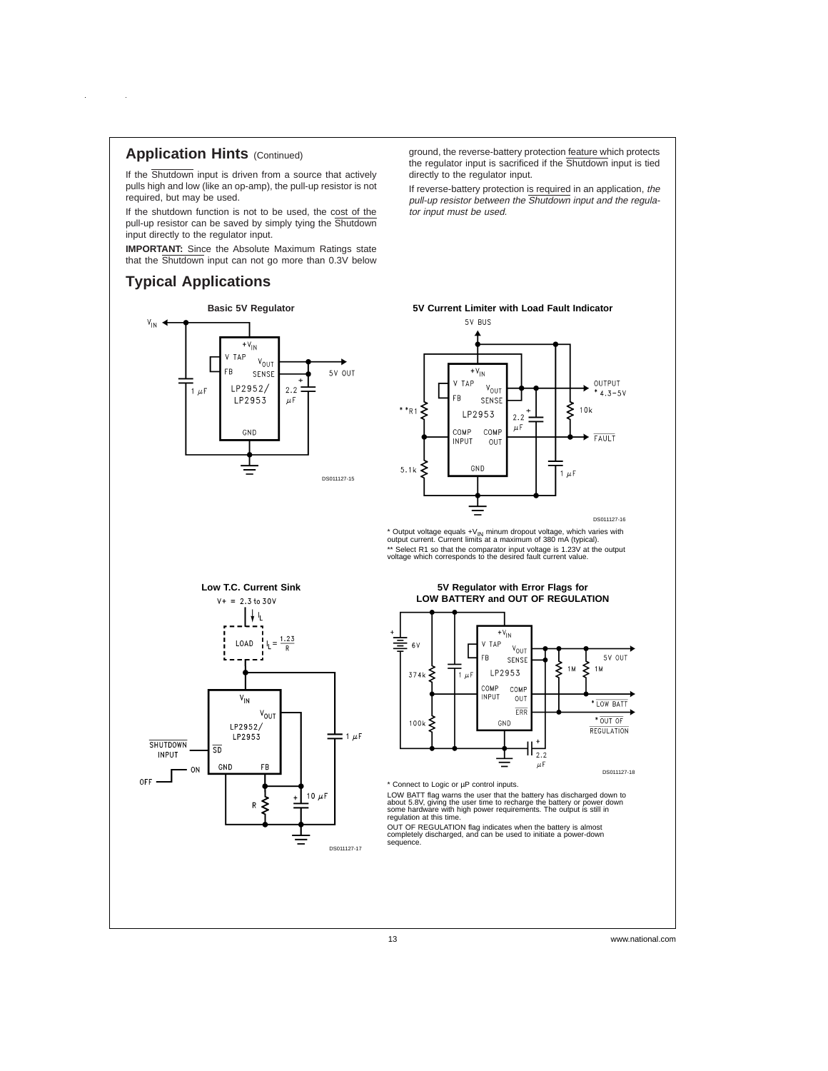## Application Hints (Continued)

If the $\overline{\text{Shutdown}}$ input is driven from a source that actively pulls high and low (like an op-amp), the pull-up resistor is not required, but may be used.

If the shutdown function is not to be used, the cost of the pull-up resistor can be saved by simply tying the $\overline{\text{Shutdown}}$ input directly to the regulator input.

**IMPORTANT:** Since the Absolute Maximum Ratings state that the $\overline{\text{Shutdown}}$ input can not go more than 0.3V below ground, the reverse-battery protection feature which protects the regulator input is sacrificed if the $\overline{\text{Shutdown}}$ input is tied directly to the regulator input.

If reverse-battery protection is required in an application, *the pull-up resistor between the $\overline{\text{Shutdown}}$ input and the regulator input must be used.*

## Typical Applications

**Basic 5V Regulator**

DS011127-15

**5V Current Limiter with Load Fault Indicator**

DS011127-16

\* Output voltage equals $+V_{IN}$ minum dropout voltage, which varies with output current. Current limits at a maximum of 380 mA (typical).

\*\* Select R1 so that the comparator input voltage is 1.23V at the output voltage which corresponds to the desired fault current value.

**Low T.C. Current Sink**

DS011127-17

**5V Regulator with Error Flags for LOW BATTERY and OUT OF REGULATION**

DS011127-18

\* Connect to Logic or µP control inputs.

LOW BATT flag warns the user that the battery has discharged down to about 5.8V, giving the user time to recharge the battery or power down some hardware with high power requirements. The output is still in regulation at this time.

OUT OF REGULATION flag indicates when the battery is almost completely discharged, and can be used to initiate a power-down sequence.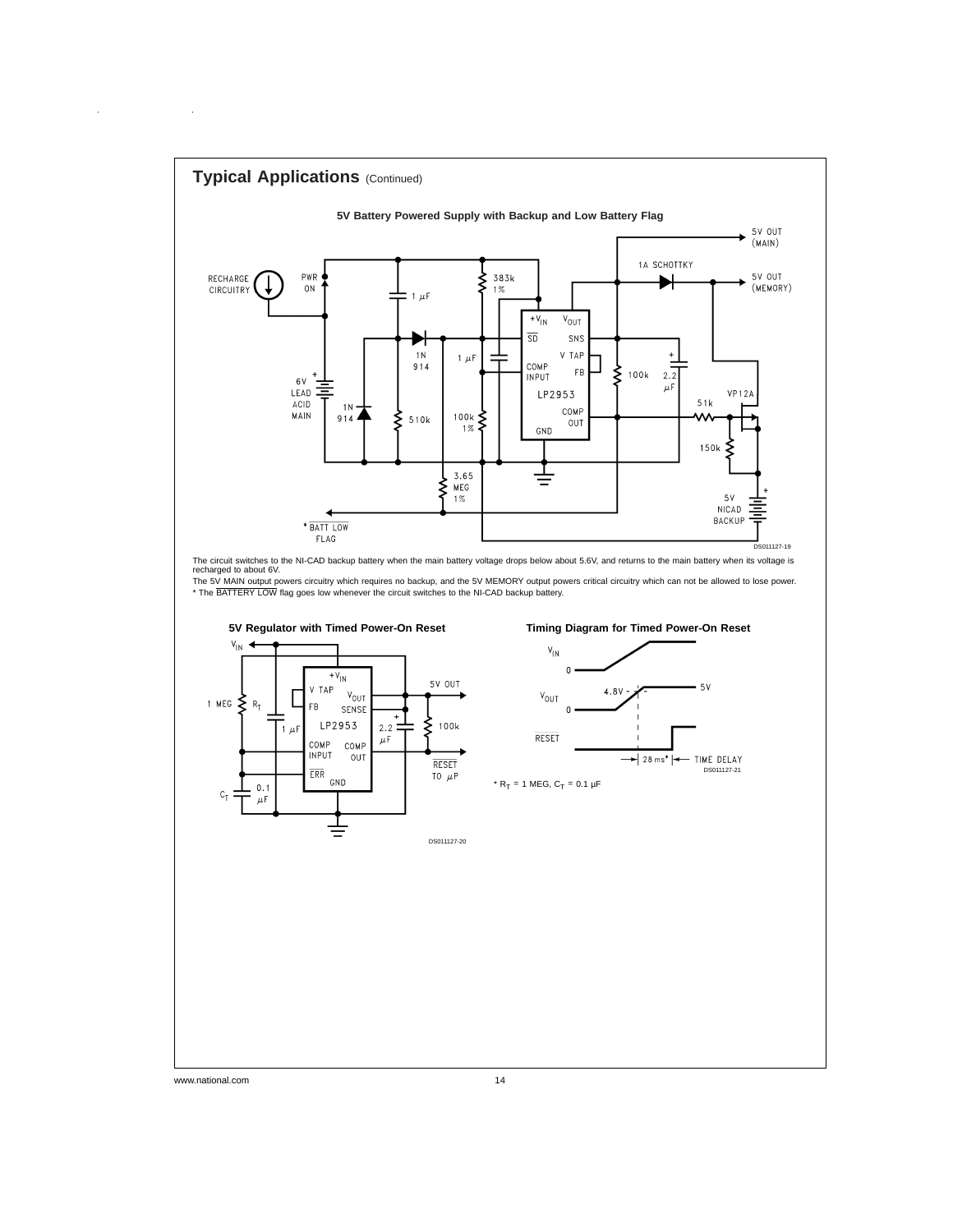## Typical Applications (Continued)

**5V Battery Powered Supply with Backup and Low Battery Flag**

The circuit switches to the NI-CAD backup battery when the main battery voltage drops below about 5.6V, and returns to the main battery when its voltage is recharged to about 6V.

The 5V MAIN output powers circuitry which requires no backup, and the 5V MEMORY output powers critical circuitry which can not be allowed to lose power.

* The $\overline{\text{BATTERY LOW}}$ flag goes low whenever the circuit switches to the NI-CAD backup battery.

**5V Regulator with Timed Power-On Reset**

**Timing Diagram for Timed Power-On Reset**

* $R_T$ = 1 MEG, $C_T$ = 0.1 µF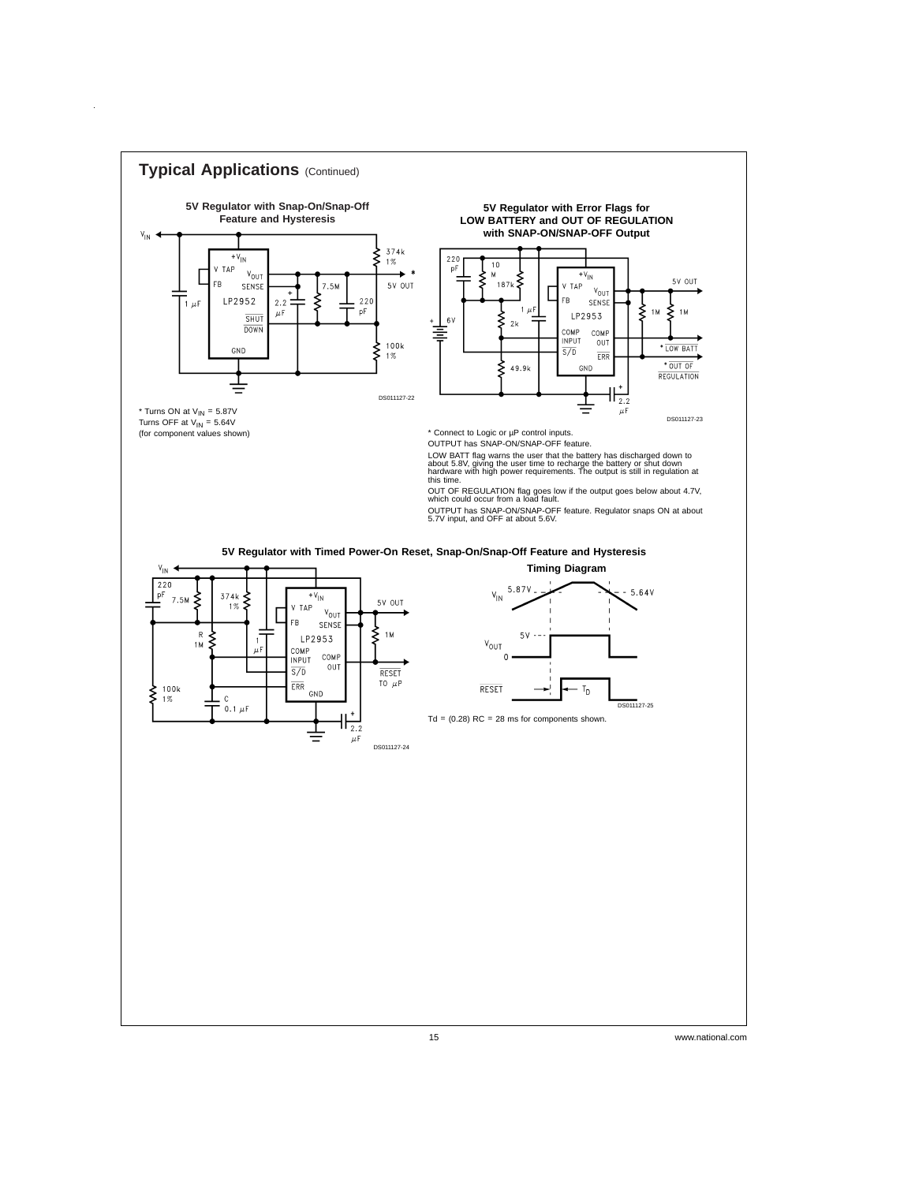## Typical Applications (Continued)

**5V Regulator with Snap-On/Snap-Off Feature and Hysteresis**

DS011127-22

* Turns ON at $V_{IN}$ = 5.87V
Turns OFF at $V_{IN}$ = 5.64V
(for component values shown)

**5V Regulator with Error Flags for LOW BATTERY and OUT OF REGULATION with SNAP-ON/SNAP-OFF Output**

DS011127-23

* Connect to Logic or µP control inputs.

OUTPUT has SNAP-ON/SNAP-OFF feature.

LOW BATT flag warns the user that the battery has discharged down to about 5.8V, giving the user time to recharge the battery or shut down hardware with high power requirements. The output is still in regulation at this time.

OUT OF REGULATION flag goes low if the output goes below about 4.7V, which could occur from a load fault.

OUTPUT has SNAP-ON/SNAP-OFF feature. Regulator snaps ON at about 5.7V input, and OFF at about 5.6V.

**5V Regulator with Timed Power-On Reset, Snap-On/Snap-Off Feature and Hysteresis**

DS011127-24

**Timing Diagram**

DS011127-25

Td = (0.28) RC = 28 ms for components shown.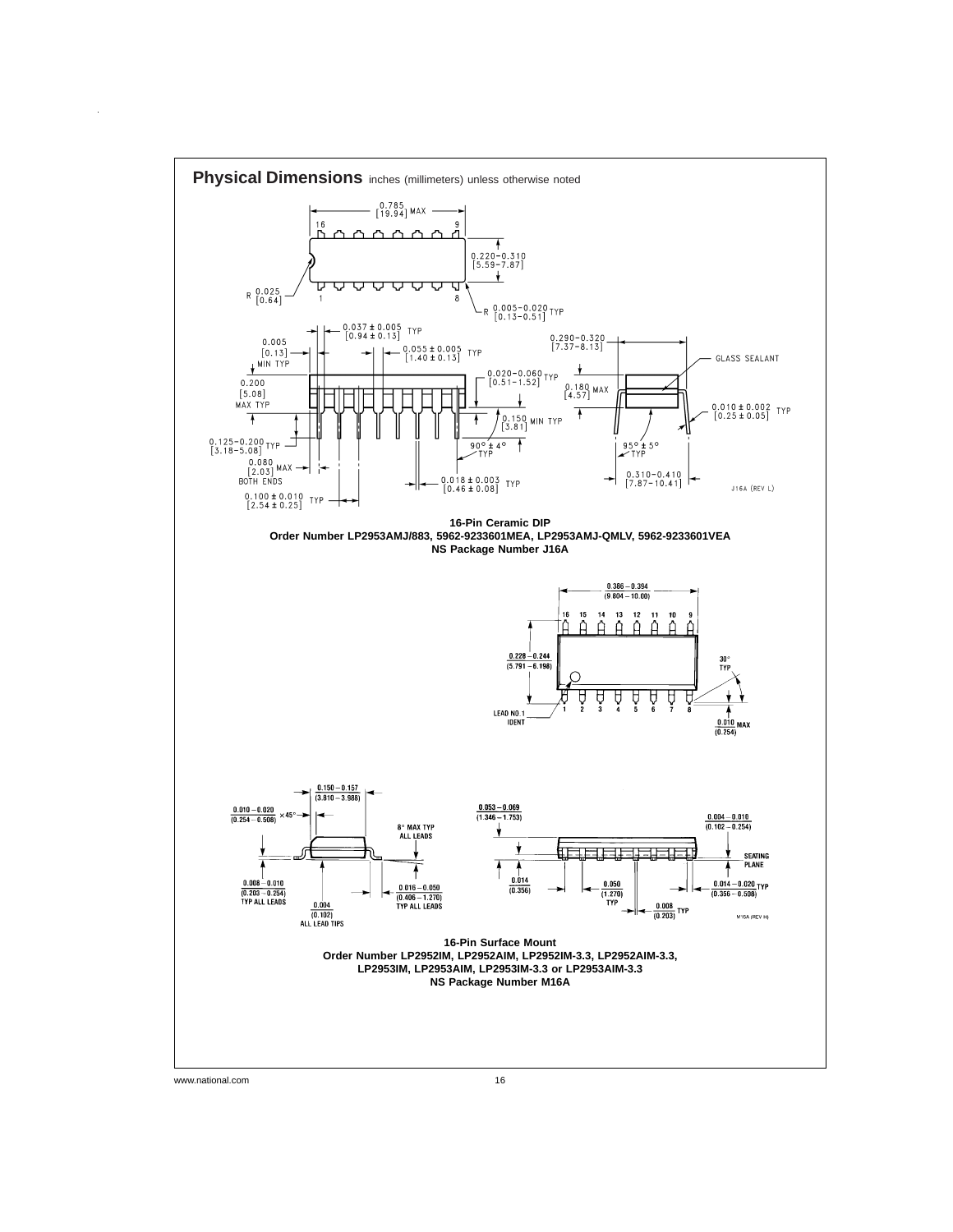## Physical Dimensions inches (millimeters) unless otherwise noted

**16-Pin Ceramic DIP**
**Order Number LP2953AMJ/883, 5962-9233601MEA, LP2953AMJ-QMLV, 5962-9233601VEA**
**NS Package Number J16A**

**16-Pin Surface Mount**
**Order Number LP2952IM, LP2952AIM, LP2952IM-3.3, LP2952AIM-3.3,**
**LP2953IM, LP2953AIM, LP2953IM-3.3 or LP2953AIM-3.3**
**NS Package Number M16A**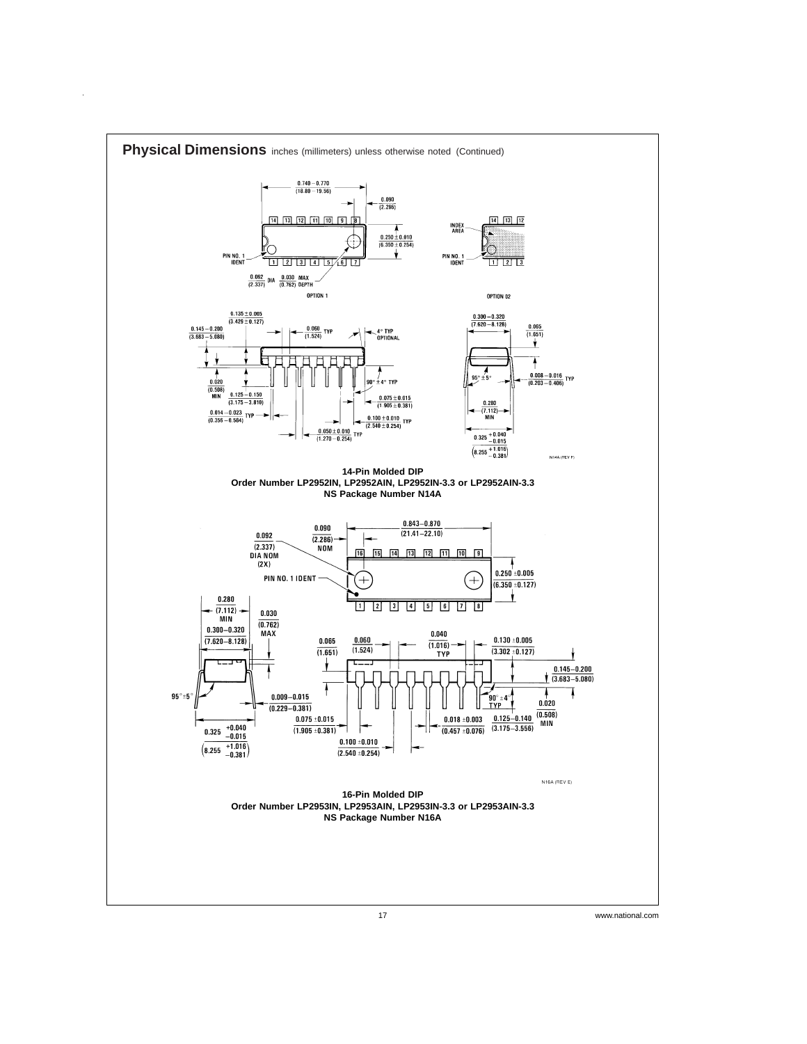## Physical Dimensions inches (millimeters) unless otherwise noted (Continued)

**14-Pin Molded DIP**
**Order Number LP2952IN, LP2952AIN, LP2952IN-3.3 or LP2952AIN-3.3**
**NS Package Number N14A**

**16-Pin Molded DIP**
**Order Number LP2953IN, LP2953AIN, LP2953IN-3.3 or LP2953AIN-3.3**
**NS Package Number N16A**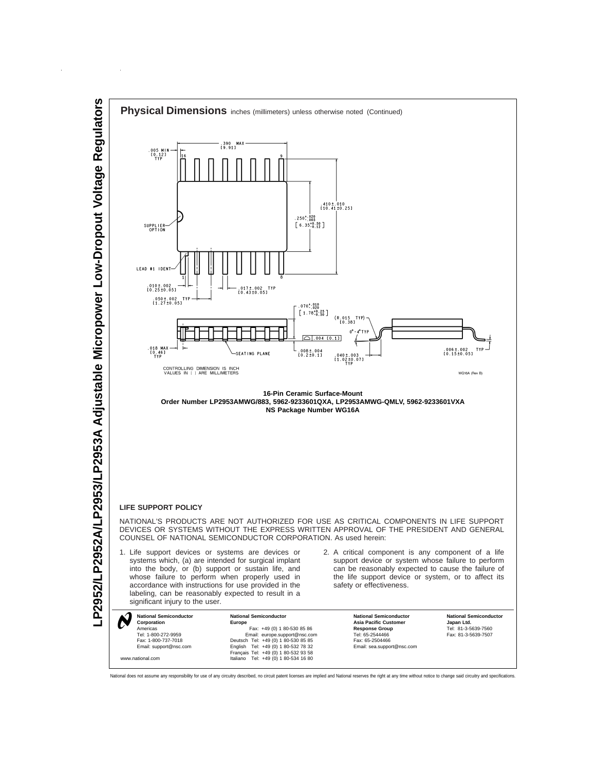## Physical Dimensions inches (millimeters) unless otherwise noted (Continued)

.390 MAX [9.91]
.005 MIN [0.12] TYP
16
9
.410±.010 [10.41±0.25]
.250 +.020 −.005 [6.35 +0.50 −0.12]
SUPPLIER OPTION
LEAD #1 IDENT
1
8
.010±.002 [0.25±0.05]
.017±.002 TYP [0.43±0.05]
.050±.002 TYP [1.27±0.05]
.070 +.010 −.020 [1.78 +0.25 −0.50]
(R.015 TYP) [0.38]
0°-4° TYP
.004 [0.1]
.018 MAX [0.46] TYP
SEATING PLANE
.008±.004 [0.2±0.1]
.040±.003 [1.02±0.07] TYP
.006±.002 TYP [0.15±0.05]
CONTROLLING DIMENSION IS INCH
VALUES IN [ ] ARE MILLIMETERS
WG16A (Rev B)

**16-Pin Ceramic Surface-Mount**
**Order Number LP2953AMWG/883, 5962-9233601QXA, LP2953AMWG-QMLV, 5962-9233601VXA**
**NS Package Number WG16A**

### LIFE SUPPORT POLICY

NATIONAL'S PRODUCTS ARE NOT AUTHORIZED FOR USE AS CRITICAL COMPONENTS IN LIFE SUPPORT DEVICES OR SYSTEMS WITHOUT THE EXPRESS WRITTEN APPROVAL OF THE PRESIDENT AND GENERAL COUNSEL OF NATIONAL SEMICONDUCTOR CORPORATION. As used herein:

1. Life support devices or systems are devices or systems which, (a) are intended for surgical implant into the body, or (b) support or sustain life, and whose failure to perform when properly used in accordance with instructions for use provided in the labeling, can be reasonably expected to result in a significant injury to the user.
2. A critical component is any component of a life support device or system whose failure to perform can be reasonably expected to cause the failure of the life support device or system, or to affect its safety or effectiveness.

**National Semiconductor Corporation**
Americas
Tel: 1-800-272-9959
Fax: 1-800-737-7018
Email: support@nsc.com

www.national.com

**National Semiconductor Europe**
Fax: +49 (0) 1 80-530 85 86
Email: europe.support@nsc.com
Deutsch Tel: +49 (0) 1 80-530 85 85
English Tel: +49 (0) 1 80-532 78 32
Français Tel: +49 (0) 1 80-532 93 58
Italiano Tel: +49 (0) 1 80-534 16 80

**National Semiconductor Asia Pacific Customer Response Group**
Tel: 65-2544466
Fax: 65-2504466
Email: sea.support@nsc.com

**National Semiconductor Japan Ltd.**
Tel: 81-3-5639-7560
Fax: 81-3-5639-7507

National does not assume any responsibility for use of any circuitry described, no circuit patent licenses are implied and National reserves the right at any time without notice to change said circuitry and specifications.